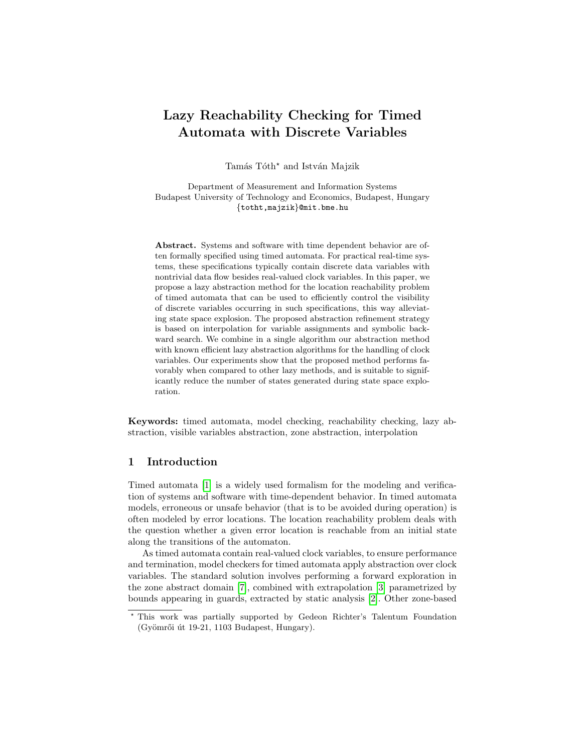# Lazy Reachability Checking for Timed Automata with Discrete Variables

Tamás Tóth[*] and István Majzik

Department of Measurement and Information Systems
Budapest University of Technology and Economics, Budapest, Hungary
{totht,majzik}@mit.bme.hu

**Abstract.** Systems and software with time dependent behavior are often formally specified using timed automata. For practical real-time systems, these specifications typically contain discrete data variables with nontrivial data flow besides real-valued clock variables. In this paper, we propose a lazy abstraction method for the location reachability problem of timed automata that can be used to efficiently control the visibility of discrete variables occurring in such specifications, this way alleviating state space explosion. The proposed abstraction refinement strategy is based on interpolation for variable assignments and symbolic backward search. We combine in a single algorithm our abstraction method with known efficient lazy abstraction algorithms for the handling of clock variables. Our experiments show that the proposed method performs favorably when compared to other lazy methods, and is suitable to significantly reduce the number of states generated during state space exploration.

**Keywords:** timed automata, model checking, reachability checking, lazy abstraction, visible variables abstraction, zone abstraction, interpolation

## 1 Introduction

Timed automata [1] is a widely used formalism for the modeling and verification of systems and software with time-dependent behavior. In timed automata models, erroneous or unsafe behavior (that is to be avoided during operation) is often modeled by error locations. The location reachability problem deals with the question whether a given error location is reachable from an initial state along the transitions of the automaton.

As timed automata contain real-valued clock variables, to ensure performance and termination, model checkers for timed automata apply abstraction over clock variables. The standard solution involves performing a forward exploration in the zone abstract domain [7], combined with extrapolation [3] parametrized by bounds appearing in guards, extracted by static analysis [2]. Other zone-based

---

[*] This work was partially supported by Gedeon Richter's Talentum Foundation (Gyömrői út 19-21, 1103 Budapest, Hungary).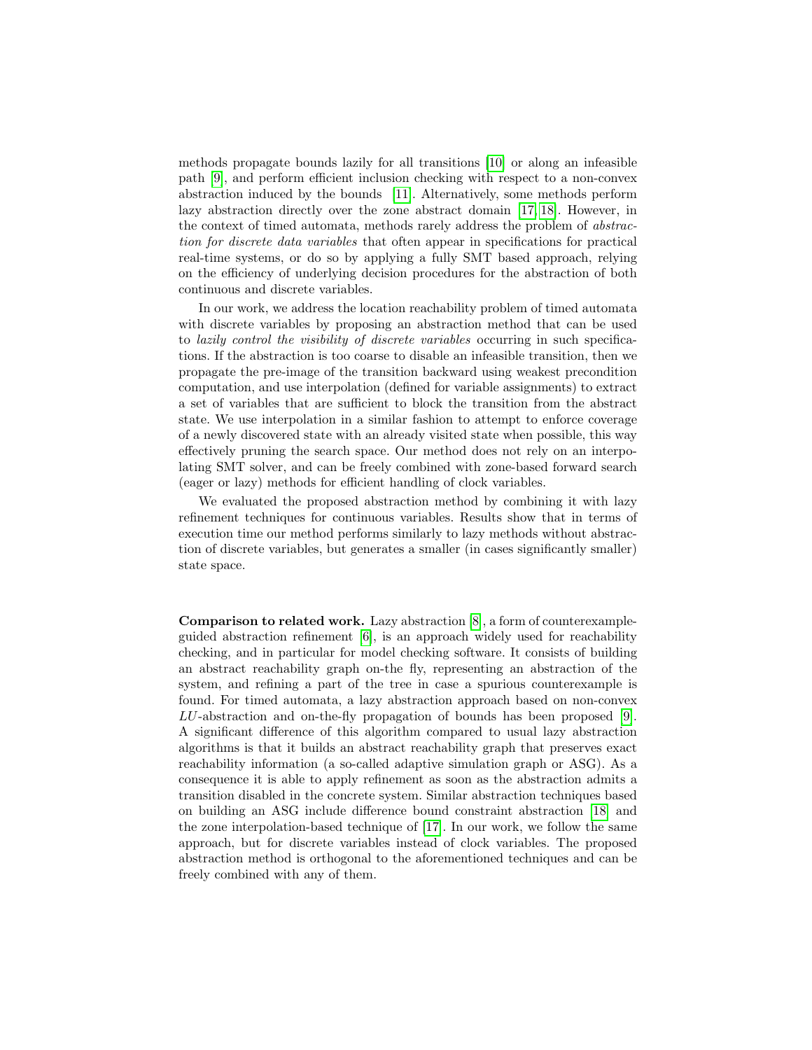methods propagate bounds lazily for all transitions [10] or along an infeasible path [9], and perform efficient inclusion checking with respect to a non-convex abstraction induced by the bounds [11]. Alternatively, some methods perform lazy abstraction directly over the zone abstract domain [17, 18]. However, in the context of timed automata, methods rarely address the problem of *abstraction for discrete data variables* that often appear in specifications for practical real-time systems, or do so by applying a fully SMT based approach, relying on the efficiency of underlying decision procedures for the abstraction of both continuous and discrete variables.

In our work, we address the location reachability problem of timed automata with discrete variables by proposing an abstraction method that can be used to *lazily control the visibility of discrete variables* occurring in such specifications. If the abstraction is too coarse to disable an infeasible transition, then we propagate the pre-image of the transition backward using weakest precondition computation, and use interpolation (defined for variable assignments) to extract a set of variables that are sufficient to block the transition from the abstract state. We use interpolation in a similar fashion to attempt to enforce coverage of a newly discovered state with an already visited state when possible, this way effectively pruning the search space. Our method does not rely on an interpolating SMT solver, and can be freely combined with zone-based forward search (eager or lazy) methods for efficient handling of clock variables.

We evaluated the proposed abstraction method by combining it with lazy refinement techniques for continuous variables. Results show that in terms of execution time our method performs similarly to lazy methods without abstraction of discrete variables, but generates a smaller (in cases significantly smaller) state space.

**Comparison to related work.** Lazy abstraction [8], a form of counterexample-guided abstraction refinement [6], is an approach widely used for reachability checking, and in particular for model checking software. It consists of building an abstract reachability graph on-the fly, representing an abstraction of the system, and refining a part of the tree in case a spurious counterexample is found. For timed automata, a lazy abstraction approach based on non-convex $LU$-abstraction and on-the-fly propagation of bounds has been proposed [9]. A significant difference of this algorithm compared to usual lazy abstraction algorithms is that it builds an abstract reachability graph that preserves exact reachability information (a so-called adaptive simulation graph or ASG). As a consequence it is able to apply refinement as soon as the abstraction admits a transition disabled in the concrete system. Similar abstraction techniques based on building an ASG include difference bound constraint abstraction [18] and the zone interpolation-based technique of [17]. In our work, we follow the same approach, but for discrete variables instead of clock variables. The proposed abstraction method is orthogonal to the aforementioned techniques and can be freely combined with any of them.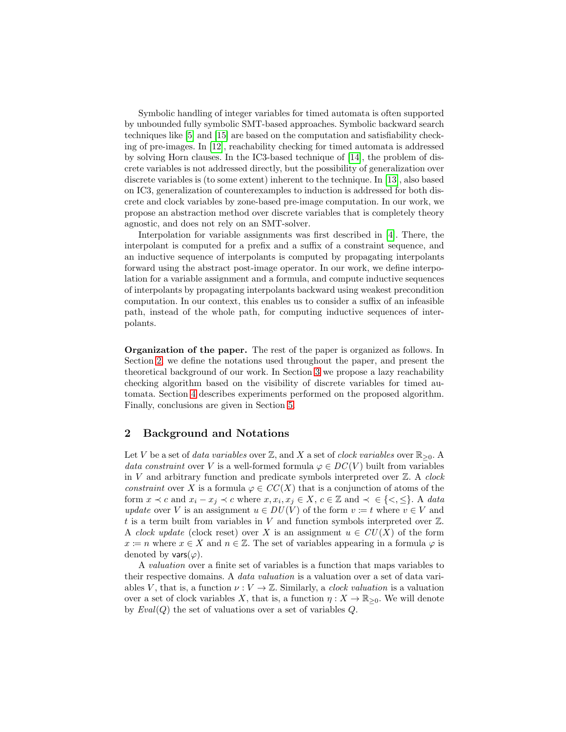Symbolic handling of integer variables for timed automata is often supported by unbounded fully symbolic SMT-based approaches. Symbolic backward search techniques like [5] and [15] are based on the computation and satisfiability checking of pre-images. In [12], reachability checking for timed automata is addressed by solving Horn clauses. In the IC3-based technique of [14], the problem of discrete variables is not addressed directly, but the possibility of generalization over discrete variables is (to some extent) inherent to the technique. In [13], also based on IC3, generalization of counterexamples to induction is addressed for both discrete and clock variables by zone-based pre-image computation. In our work, we propose an abstraction method over discrete variables that is completely theory agnostic, and does not rely on an SMT-solver.

Interpolation for variable assignments was first described in [4]. There, the interpolant is computed for a prefix and a suffix of a constraint sequence, and an inductive sequence of interpolants is computed by propagating interpolants forward using the abstract post-image operator. In our work, we define interpolation for a variable assignment and a formula, and compute inductive sequences of interpolants by propagating interpolants backward using weakest precondition computation. In our context, this enables us to consider a suffix of an infeasible path, instead of the whole path, for computing inductive sequences of interpolants.

**Organization of the paper.** The rest of the paper is organized as follows. In Section 2, we define the notations used throughout the paper, and present the theoretical background of our work. In Section 3 we propose a lazy reachability checking algorithm based on the visibility of discrete variables for timed automata. Section 4 describes experiments performed on the proposed algorithm. Finally, conclusions are given in Section 5.

## 2 Background and Notations

Let $V$ be a set of *data variables* over $\mathbb{Z}$, and $X$ a set of *clock variables* over $\mathbb{R}_{\geq 0}$. A *data constraint* over $V$ is a well-formed formula $\varphi \in DC(V)$ built from variables in $V$ and arbitrary function and predicate symbols interpreted over $\mathbb{Z}$. A *clock constraint* over $X$ is a formula $\varphi \in CC(X)$ that is a conjunction of atoms of the form $x \prec c$ and $x_i - x_j \prec c$ where $x, x_i, x_j \in X$, $c \in \mathbb{Z}$ and $\prec \; \in \{<, \leq\}$. A *data update* over $V$ is an assignment $u \in DU(V)$ of the form $v := t$ where $v \in V$ and $t$ is a term built from variables in $V$ and function symbols interpreted over $\mathbb{Z}$. A *clock update* (clock reset) over $X$ is an assignment $u \in CU(X)$ of the form $x := n$ where $x \in X$ and $n \in \mathbb{Z}$. The set of variables appearing in a formula $\varphi$ is denoted by $\mathsf{vars}(\varphi)$.

A *valuation* over a finite set of variables is a function that maps variables to their respective domains. A *data valuation* is a valuation over a set of data variables $V$, that is, a function $\nu : V \to \mathbb{Z}$. Similarly, a *clock valuation* is a valuation over a set of clock variables $X$, that is, a function $\eta : X \to \mathbb{R}_{\geq 0}$. We will denote by $Eval(Q)$ the set of valuations over a set of variables $Q$.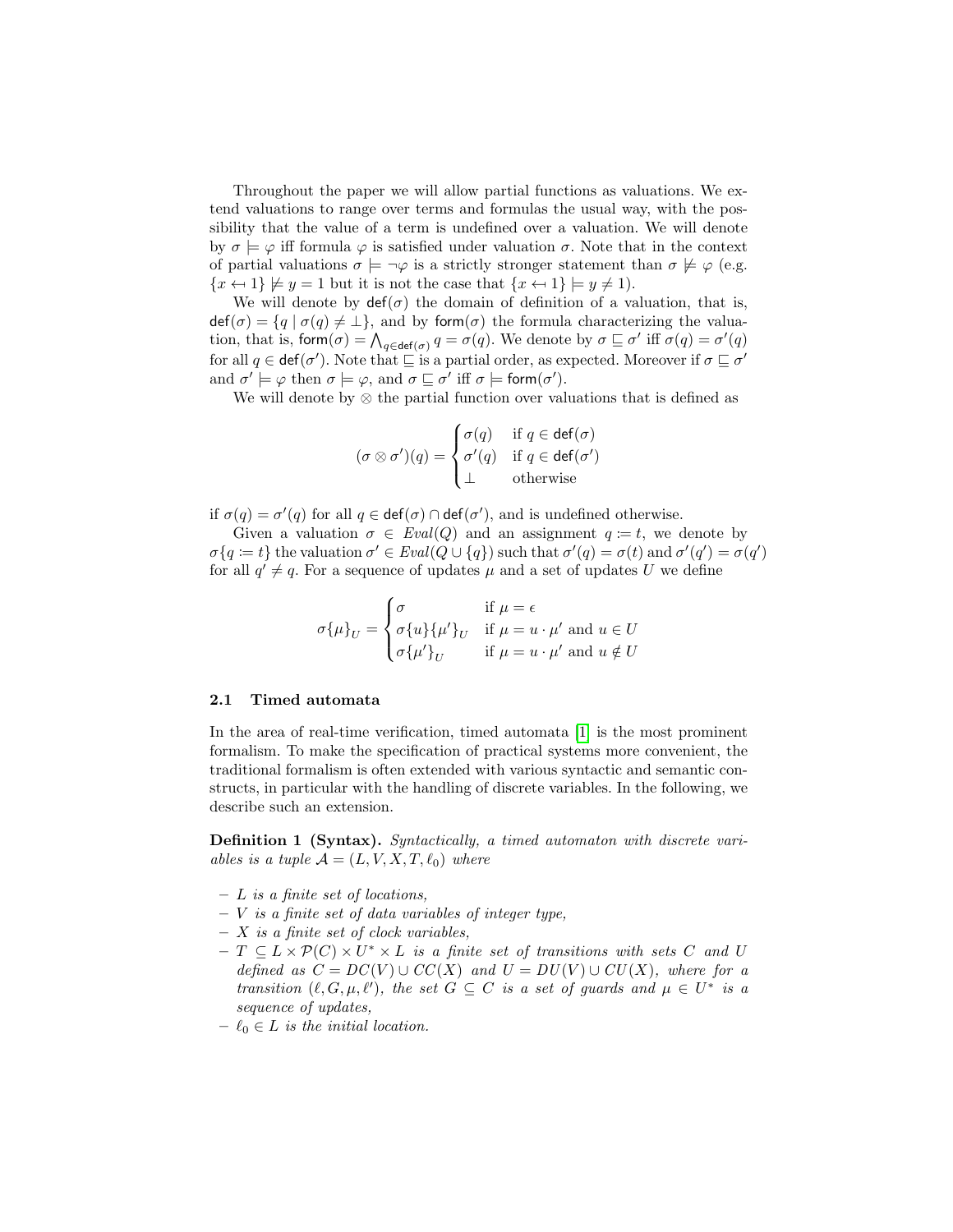Throughout the paper we will allow partial functions as valuations. We extend valuations to range over terms and formulas the usual way, with the possibility that the value of a term is undefined over a valuation. We will denote by $\sigma \models \varphi$ iff formula $\varphi$ is satisfied under valuation $\sigma$. Note that in the context of partial valuations $\sigma \models \neg\varphi$ is a strictly stronger statement than $\sigma \not\models \varphi$ (e.g. $\{x \hookleftarrow 1\} \not\models y = 1$ but it is not the case that $\{x \hookleftarrow 1\} \models y \neq 1$).

We will denote by $\mathsf{def}(\sigma)$ the domain of definition of a valuation, that is, $\mathsf{def}(\sigma) = \{q \mid \sigma(q) \neq \bot\}$, and by $\mathsf{form}(\sigma)$ the formula characterizing the valuation, that is, $\mathsf{form}(\sigma) = \bigwedge_{q \in \mathsf{def}(\sigma)} q = \sigma(q)$. We denote by $\sigma \sqsubseteq \sigma'$ iff $\sigma(q) = \sigma'(q)$ for all $q \in \mathsf{def}(\sigma')$. Note that $\sqsubseteq$ is a partial order, as expected. Moreover if $\sigma \sqsubseteq \sigma'$ and $\sigma' \models \varphi$ then $\sigma \models \varphi$, and $\sigma \sqsubseteq \sigma'$ iff $\sigma \models \mathsf{form}(\sigma')$.

We will denote by $\otimes$ the partial function over valuations that is defined as

$$(\sigma \otimes \sigma')(q) = \begin{cases} \sigma(q) & \text{if } q \in \mathsf{def}(\sigma) \\ \sigma'(q) & \text{if } q \in \mathsf{def}(\sigma') \\ \bot & \text{otherwise} \end{cases}$$

if $\sigma(q) = \sigma'(q)$ for all $q \in \mathsf{def}(\sigma) \cap \mathsf{def}(\sigma')$, and is undefined otherwise.

Given a valuation $\sigma \in \mathit{Eval}(Q)$ and an assignment $q \coloneqq t$, we denote by $\sigma\{q \coloneqq t\}$ the valuation $\sigma' \in \mathit{Eval}(Q \cup \{q\})$ such that $\sigma'(q) = \sigma(t)$ and $\sigma'(q') = \sigma(q')$ for all $q' \neq q$. For a sequence of updates $\mu$ and a set of updates $U$ we define

$$\sigma\{\mu\}_U = \begin{cases} \sigma & \text{if } \mu = \epsilon \\ \sigma\{u\}\{\mu'\}_U & \text{if } \mu = u \cdot \mu' \text{ and } u \in U \\ \sigma\{\mu'\}_U & \text{if } \mu = u \cdot \mu' \text{ and } u \notin U \end{cases}$$

### 2.1 Timed automata

In the area of real-time verification, timed automata [1] is the most prominent formalism. To make the specification of practical systems more convenient, the traditional formalism is often extended with various syntactic and semantic constructs, in particular with the handling of discrete variables. In the following, we describe such an extension.

**Definition 1 (Syntax).** *Syntactically, a timed automaton with discrete variables is a tuple $\mathcal{A} = (L, V, X, T, \ell_0)$ where*

- *$L$ is a finite set of locations,*
- *$V$ is a finite set of data variables of integer type,*
- *$X$ is a finite set of clock variables,*
- *$T \subseteq L \times \mathcal{P}(C) \times U^* \times L$ is a finite set of transitions with sets $C$ and $U$ defined as $C = DC(V) \cup CC(X)$ and $U = DU(V) \cup CU(X)$, where for a transition $(\ell, G, \mu, \ell')$, the set $G \subseteq C$ is a set of guards and $\mu \in U^*$ is a sequence of updates,*
- *$\ell_0 \in L$ is the initial location.*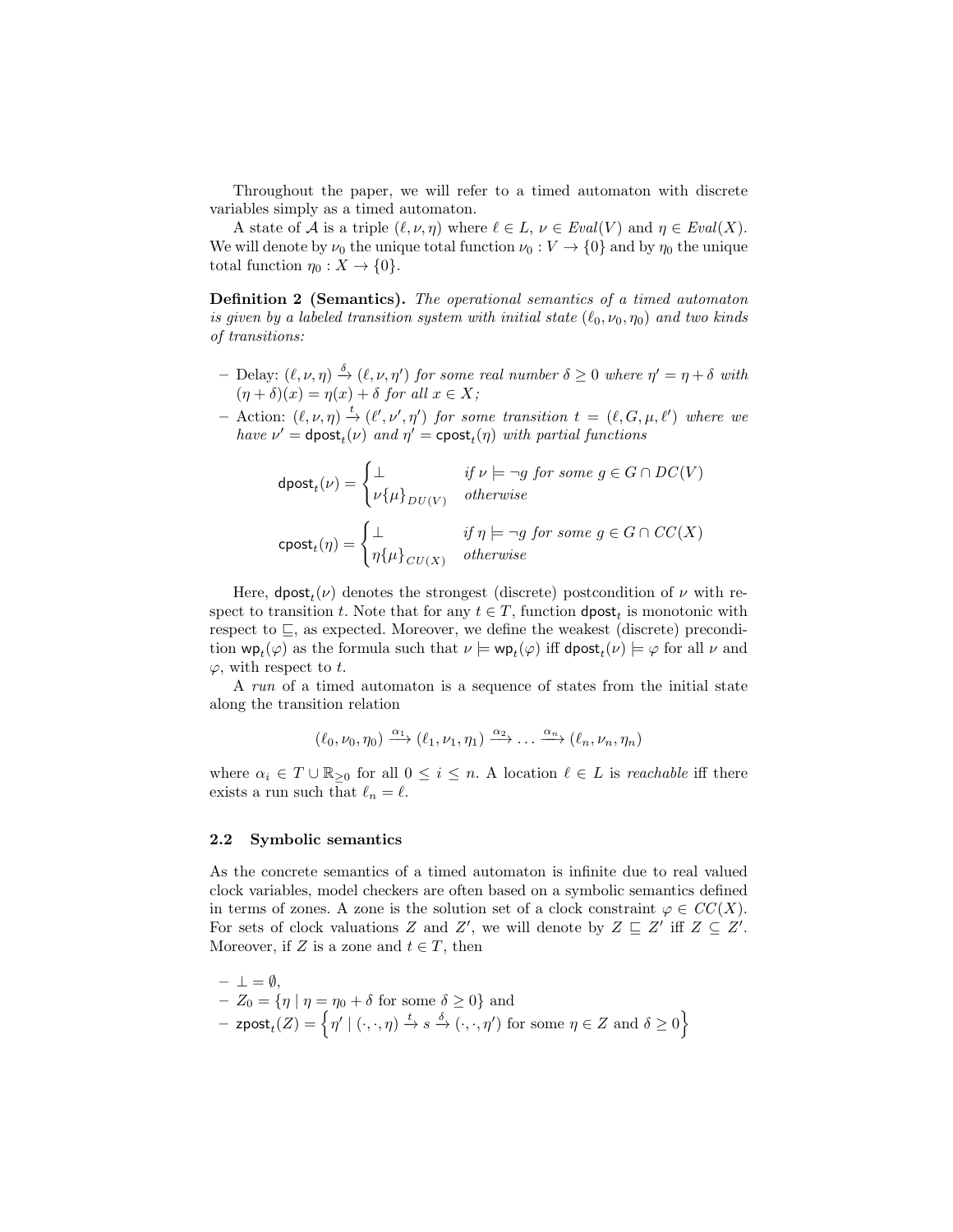Throughout the paper, we will refer to a timed automaton with discrete variables simply as a timed automaton.

A state of $\mathcal{A}$ is a triple $(\ell, \nu, \eta)$ where $\ell \in L$, $\nu \in Eval(V)$ and $\eta \in Eval(X)$. We will denote by $\nu_0$ the unique total function $\nu_0 : V \to \{0\}$ and by $\eta_0$ the unique total function $\eta_0 : X \to \{0\}$.

**Definition 2 (Semantics).** *The operational semantics of a timed automaton is given by a labeled transition system with initial state $(\ell_0, \nu_0, \eta_0)$ and two kinds of transitions:*

- Delay: $(\ell, \nu, \eta) \xrightarrow{\delta} (\ell, \nu, \eta')$ *for some real number $\delta \geq 0$ where $\eta' = \eta + \delta$ with $(\eta + \delta)(x) = \eta(x) + \delta$ for all $x \in X$;*
- Action: $(\ell, \nu, \eta) \xrightarrow{t} (\ell', \nu', \eta')$ *for some transition $t = (\ell, G, \mu, \ell')$ where we have $\nu' = \mathsf{dpost}_t(\nu)$ and $\eta' = \mathsf{cpost}_t(\eta)$ with partial functions*

$$\mathsf{dpost}_t(\nu) = \begin{cases} \bot & \textit{if } \nu \models \neg g \textit{ for some } g \in G \cap DC(V) \\ \nu\{\mu\}_{DU(V)} & \textit{otherwise} \end{cases}$$

$$\mathsf{cpost}_t(\eta) = \begin{cases} \bot & \textit{if } \eta \models \neg g \textit{ for some } g \in G \cap CC(X) \\ \eta\{\mu\}_{CU(X)} & \textit{otherwise} \end{cases}$$

Here, $\mathsf{dpost}_t(\nu)$ denotes the strongest (discrete) postcondition of $\nu$ with respect to transition $t$. Note that for any $t \in T$, function $\mathsf{dpost}_t$ is monotonic with respect to $\sqsubseteq$, as expected. Moreover, we define the weakest (discrete) precondition $\mathsf{wp}_t(\varphi)$ as the formula such that $\nu \models \mathsf{wp}_t(\varphi)$ iff $\mathsf{dpost}_t(\nu) \models \varphi$ for all $\nu$ and $\varphi$, with respect to $t$.

A *run* of a timed automaton is a sequence of states from the initial state along the transition relation

$$(\ell_0, \nu_0, \eta_0) \xrightarrow{\alpha_1} (\ell_1, \nu_1, \eta_1) \xrightarrow{\alpha_2} \ldots \xrightarrow{\alpha_n} (\ell_n, \nu_n, \eta_n)$$

where $\alpha_i \in T \cup \mathbb{R}_{\geq 0}$ for all $0 \leq i \leq n$. A location $\ell \in L$ is *reachable* iff there exists a run such that $\ell_n = \ell$.

### 2.2 Symbolic semantics

As the concrete semantics of a timed automaton is infinite due to real valued clock variables, model checkers are often based on a symbolic semantics defined in terms of zones. A zone is the solution set of a clock constraint $\varphi \in CC(X)$. For sets of clock valuations $Z$ and $Z'$, we will denote by $Z \sqsubseteq Z'$ iff $Z \subseteq Z'$. Moreover, if $Z$ is a zone and $t \in T$, then

- $\bot = \emptyset$,
- $Z_0 = \{\eta \mid \eta = \eta_0 + \delta \text{ for some } \delta \geq 0\}$ and
- $\mathsf{zpost}_t(Z) = \left\{\eta' \mid (\cdot, \cdot, \eta) \xrightarrow{t} s \xrightarrow{\delta} (\cdot, \cdot, \eta') \text{ for some } \eta \in Z \text{ and } \delta \geq 0\right\}$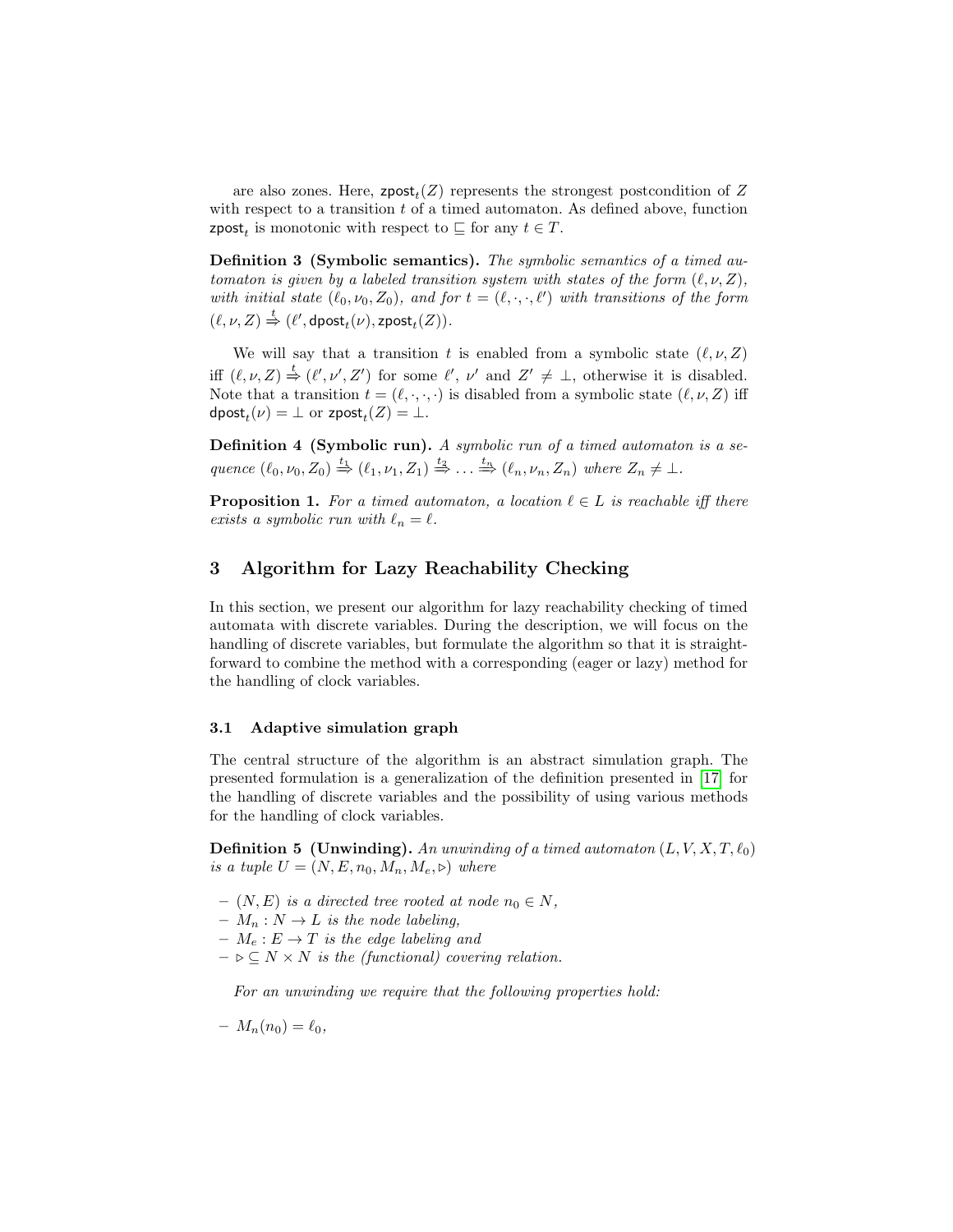are also zones. Here, $\mathsf{zpost}_t(Z)$ represents the strongest postcondition of $Z$ with respect to a transition $t$ of a timed automaton. As defined above, function $\mathsf{zpost}_t$ is monotonic with respect to $\sqsubseteq$ for any $t \in T$.

**Definition 3 (Symbolic semantics).** *The symbolic semantics of a timed automaton is given by a labeled transition system with states of the form $(\ell, \nu, Z)$, with initial state $(\ell_0, \nu_0, Z_0)$, and for $t = (\ell, \cdot, \cdot, \ell')$ with transitions of the form $(\ell, \nu, Z) \overset{t}{\Rightarrow} (\ell', \mathsf{dpost}_t(\nu), \mathsf{zpost}_t(Z))$.*

We will say that a transition $t$ is enabled from a symbolic state $(\ell, \nu, Z)$ iff $(\ell, \nu, Z) \overset{t}{\Rightarrow} (\ell', \nu', Z')$ for some $\ell'$, $\nu'$ and $Z' \neq \bot$, otherwise it is disabled. Note that a transition $t = (\ell, \cdot, \cdot, \cdot)$ is disabled from a symbolic state $(\ell, \nu, Z)$ iff $\mathsf{dpost}_t(\nu) = \bot$ or $\mathsf{zpost}_t(Z) = \bot$.

**Definition 4 (Symbolic run).** *A symbolic run of a timed automaton is a sequence $(\ell_0, \nu_0, Z_0) \overset{t_1}{\Rightarrow} (\ell_1, \nu_1, Z_1) \overset{t_2}{\Rightarrow} \ldots \overset{t_n}{\Rightarrow} (\ell_n, \nu_n, Z_n)$ where $Z_n \neq \bot$.*

**Proposition 1.** *For a timed automaton, a location $\ell \in L$ is reachable iff there exists a symbolic run with $\ell_n = \ell$.*

## 3 Algorithm for Lazy Reachability Checking

In this section, we present our algorithm for lazy reachability checking of timed automata with discrete variables. During the description, we will focus on the handling of discrete variables, but formulate the algorithm so that it is straightforward to combine the method with a corresponding (eager or lazy) method for the handling of clock variables.

### 3.1 Adaptive simulation graph

The central structure of the algorithm is an abstract simulation graph. The presented formulation is a generalization of the definition presented in [17] for the handling of discrete variables and the possibility of using various methods for the handling of clock variables.

**Definition 5 (Unwinding).** *An unwinding of a timed automaton $(L, V, X, T, \ell_0)$ is a tuple $U = (N, E, n_0, M_n, M_e, \triangleright)$ where*

- *$(N, E)$ is a directed tree rooted at node $n_0 \in N$,*
- *$M_n : N \to L$ is the node labeling,*
- *$M_e : E \to T$ is the edge labeling and*
- *$\triangleright \subseteq N \times N$ is the (functional) covering relation.*

*For an unwinding we require that the following properties hold:*

- *$M_n(n_0) = \ell_0$,*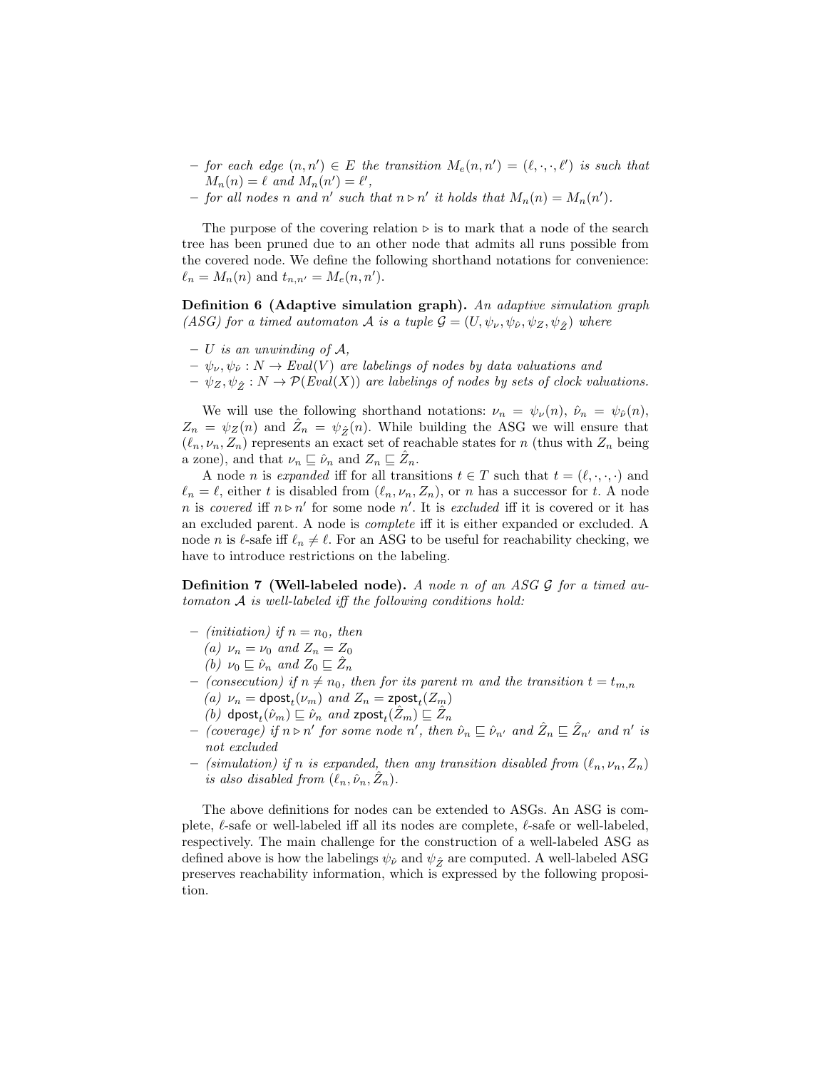- *for each edge $(n, n') \in E$ the transition $M_e(n, n') = (\ell, \cdot, \cdot, \ell')$ is such that $M_n(n) = \ell$ and $M_n(n') = \ell'$,*
- *for all nodes $n$ and $n'$ such that $n \triangleright n'$ it holds that $M_n(n) = M_n(n')$.*

The purpose of the covering relation $\triangleright$ is to mark that a node of the search tree has been pruned due to an other node that admits all runs possible from the covered node. We define the following shorthand notations for convenience: $\ell_n = M_n(n)$ and $t_{n,n'} = M_e(n, n')$.

**Definition 6 (Adaptive simulation graph).** *An adaptive simulation graph (ASG) for a timed automaton $\mathcal{A}$ is a tuple $\mathcal{G} = (U, \psi_\nu, \psi_{\hat{\nu}}, \psi_Z, \psi_{\hat{Z}})$ where*

- *$U$ is an unwinding of $\mathcal{A}$,*
- *$\psi_\nu, \psi_{\hat{\nu}} : N \to Eval(V)$ are labelings of nodes by data valuations and*
- *$\psi_Z, \psi_{\hat{Z}} : N \to \mathcal{P}(Eval(X))$ are labelings of nodes by sets of clock valuations.*

We will use the following shorthand notations: $\nu_n = \psi_\nu(n)$, $\hat{\nu}_n = \psi_{\hat{\nu}}(n)$, $Z_n = \psi_Z(n)$ and $\hat{Z}_n = \psi_{\hat{Z}}(n)$. While building the ASG we will ensure that $(\ell_n, \nu_n, Z_n)$ represents an exact set of reachable states for $n$ (thus with $Z_n$ being a zone), and that $\nu_n \sqsubseteq \hat{\nu}_n$ and $Z_n \sqsubseteq \hat{Z}_n$.

A node $n$ is *expanded* iff for all transitions $t \in T$ such that $t = (\ell, \cdot, \cdot, \cdot)$ and $\ell_n = \ell$, either $t$ is disabled from $(\ell_n, \nu_n, Z_n)$, or $n$ has a successor for $t$. A node $n$ is *covered* iff $n \triangleright n'$ for some node $n'$. It is *excluded* iff it is covered or it has an excluded parent. A node is *complete* iff it is either expanded or excluded. A node $n$ is $\ell$-safe iff $\ell_n \neq \ell$. For an ASG to be useful for reachability checking, we have to introduce restrictions on the labeling.

**Definition 7 (Well-labeled node).** *A node $n$ of an ASG $\mathcal{G}$ for a timed automaton $\mathcal{A}$ is well-labeled iff the following conditions hold:*

- *(initiation) if $n = n_0$, then*
  *(a) $\nu_n = \nu_0$ and $Z_n = Z_0$*
  *(b) $\nu_0 \sqsubseteq \hat{\nu}_n$ and $Z_0 \sqsubseteq \hat{Z}_n$*
- *(consecution) if $n \neq n_0$, then for its parent $m$ and the transition $t = t_{m,n}$*
  *(a) $\nu_n = \mathsf{dpost}_t(\nu_m)$ and $Z_n = \mathsf{zpost}_t(Z_m)$*
  *(b) $\mathsf{dpost}_t(\hat{\nu}_m) \sqsubseteq \hat{\nu}_n$ and $\mathsf{zpost}_t(\hat{Z}_m) \sqsubseteq \hat{Z}_n$*
- *(coverage) if $n \triangleright n'$ for some node $n'$, then $\hat{\nu}_n \sqsubseteq \hat{\nu}_{n'}$ and $\hat{Z}_n \sqsubseteq \hat{Z}_{n'}$ and $n'$ is not excluded*
- *(simulation) if $n$ is expanded, then any transition disabled from $(\ell_n, \nu_n, Z_n)$ is also disabled from $(\ell_n, \hat{\nu}_n, \hat{Z}_n)$.*

The above definitions for nodes can be extended to ASGs. An ASG is complete, $\ell$-safe or well-labeled iff all its nodes are complete, $\ell$-safe or well-labeled, respectively. The main challenge for the construction of a well-labeled ASG as defined above is how the labelings $\psi_{\hat{\nu}}$ and $\psi_{\hat{Z}}$ are computed. A well-labeled ASG preserves reachability information, which is expressed by the following proposition.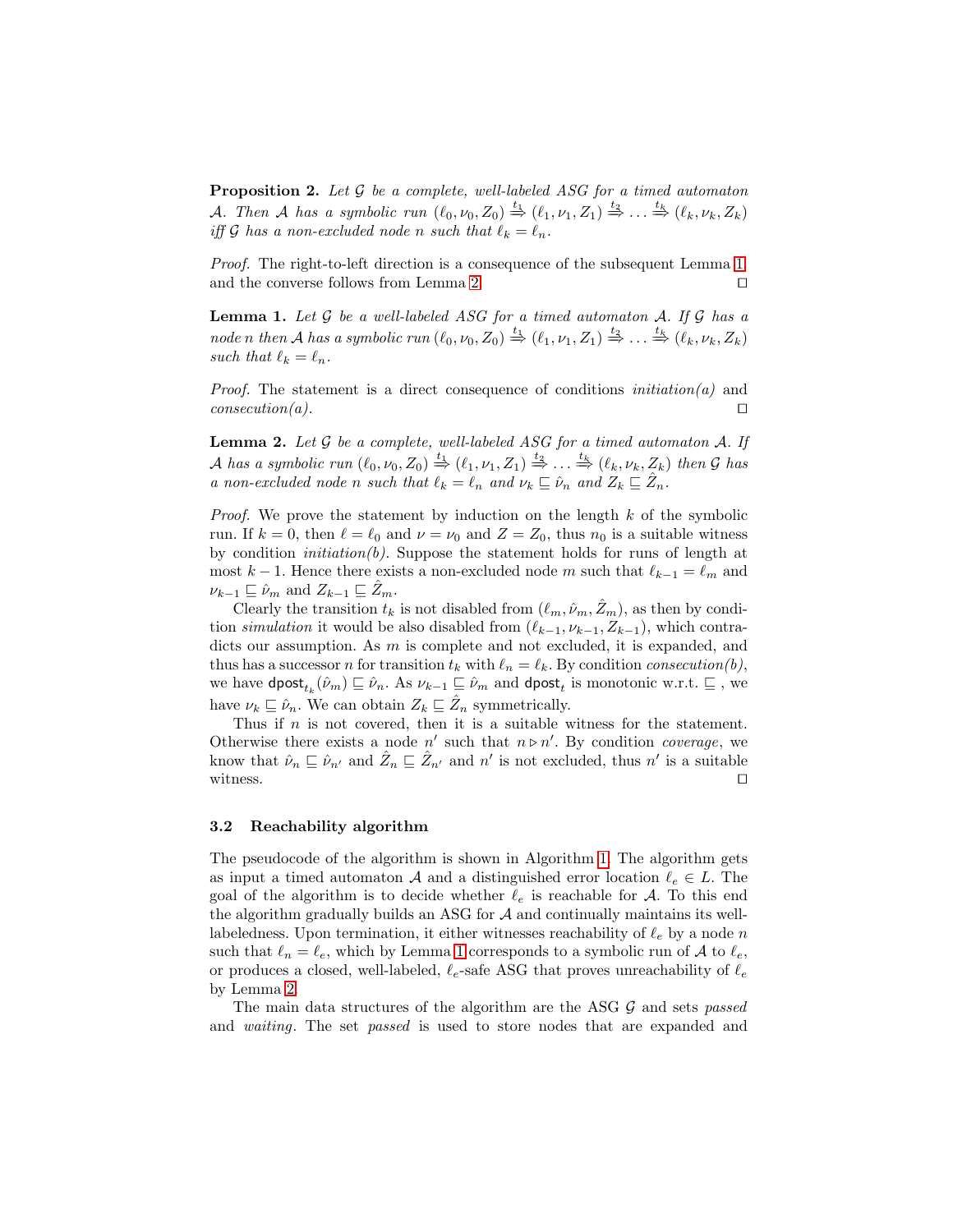**Proposition 2.** *Let $\mathcal{G}$ be a complete, well-labeled ASG for a timed automaton $\mathcal{A}$. Then $\mathcal{A}$ has a symbolic run $(\ell_0, \nu_0, Z_0) \overset{t_1}{\Rightarrow} (\ell_1, \nu_1, Z_1) \overset{t_2}{\Rightarrow} \ldots \overset{t_k}{\Rightarrow} (\ell_k, \nu_k, Z_k)$ iff $\mathcal{G}$ has a non-excluded node $n$ such that $\ell_k = \ell_n$.*

*Proof.* The right-to-left direction is a consequence of the subsequent Lemma 1 and the converse follows from Lemma 2. □

**Lemma 1.** *Let $\mathcal{G}$ be a well-labeled ASG for a timed automaton $\mathcal{A}$. If $\mathcal{G}$ has a node $n$ then $\mathcal{A}$ has a symbolic run $(\ell_0, \nu_0, Z_0) \overset{t_1}{\Rightarrow} (\ell_1, \nu_1, Z_1) \overset{t_2}{\Rightarrow} \ldots \overset{t_k}{\Rightarrow} (\ell_k, \nu_k, Z_k)$ such that $\ell_k = \ell_n$.*

*Proof.* The statement is a direct consequence of conditions *initiation(a)* and *consecution(a)*. □

**Lemma 2.** *Let $\mathcal{G}$ be a complete, well-labeled ASG for a timed automaton $\mathcal{A}$. If $\mathcal{A}$ has a symbolic run $(\ell_0, \nu_0, Z_0) \overset{t_1}{\Rightarrow} (\ell_1, \nu_1, Z_1) \overset{t_2}{\Rightarrow} \ldots \overset{t_k}{\Rightarrow} (\ell_k, \nu_k, Z_k)$ then $\mathcal{G}$ has a non-excluded node $n$ such that $\ell_k = \ell_n$ and $\nu_k \sqsubseteq \hat{\nu}_n$ and $Z_k \sqsubseteq \hat{Z}_n$.*

*Proof.* We prove the statement by induction on the length $k$ of the symbolic run. If $k = 0$, then $\ell = \ell_0$ and $\nu = \nu_0$ and $Z = Z_0$, thus $n_0$ is a suitable witness by condition *initiation(b)*. Suppose the statement holds for runs of length at most $k - 1$. Hence there exists a non-excluded node $m$ such that $\ell_{k-1} = \ell_m$ and $\nu_{k-1} \sqsubseteq \hat{\nu}_m$ and $Z_{k-1} \sqsubseteq \hat{Z}_m$.

Clearly the transition $t_k$ is not disabled from $(\ell_m, \hat{\nu}_m, \hat{Z}_m)$, as then by condition *simulation* it would be also disabled from $(\ell_{k-1}, \nu_{k-1}, Z_{k-1})$, which contradicts our assumption. As $m$ is complete and not excluded, it is expanded, and thus has a successor $n$ for transition $t_k$ with $\ell_n = \ell_k$. By condition *consecution(b)*, we have $\mathsf{dpost}_{t_k}(\hat{\nu}_m) \sqsubseteq \hat{\nu}_n$. As $\nu_{k-1} \sqsubseteq \hat{\nu}_m$ and $\mathsf{dpost}_t$ is monotonic w.r.t. $\sqsubseteq$ , we have $\nu_k \sqsubseteq \hat{\nu}_n$. We can obtain $Z_k \sqsubseteq \hat{Z}_n$ symmetrically.

Thus if $n$ is not covered, then it is a suitable witness for the statement. Otherwise there exists a node $n'$ such that $n \triangleright n'$. By condition *coverage*, we know that $\hat{\nu}_n \sqsubseteq \hat{\nu}_{n'}$ and $\hat{Z}_n \sqsubseteq \hat{Z}_{n'}$ and $n'$ is not excluded, thus $n'$ is a suitable witness. □

### 3.2 Reachability algorithm

The pseudocode of the algorithm is shown in Algorithm 1. The algorithm gets as input a timed automaton $\mathcal{A}$ and a distinguished error location $\ell_e \in L$. The goal of the algorithm is to decide whether $\ell_e$ is reachable for $\mathcal{A}$. To this end the algorithm gradually builds an ASG for $\mathcal{A}$ and continually maintains its well-labeledness. Upon termination, it either witnesses reachability of $\ell_e$ by a node $n$ such that $\ell_n = \ell_e$, which by Lemma 1 corresponds to a symbolic run of $\mathcal{A}$ to $\ell_e$, or produces a closed, well-labeled, $\ell_e$-safe ASG that proves unreachability of $\ell_e$ by Lemma 2.

The main data structures of the algorithm are the ASG $\mathcal{G}$ and sets *passed* and *waiting*. The set *passed* is used to store nodes that are expanded and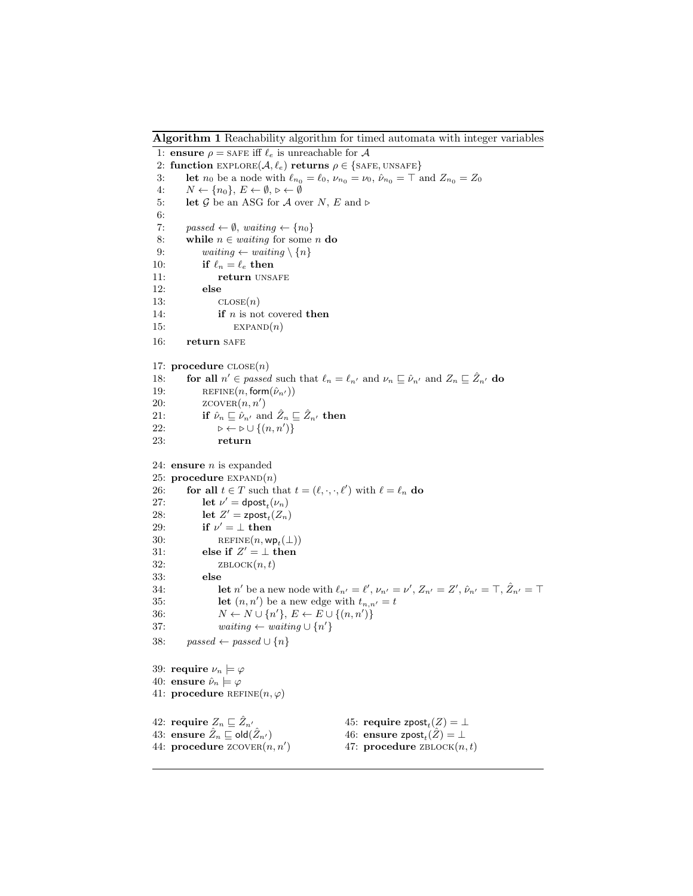**Algorithm 1** Reachability algorithm for timed automata with integer variables

```
 1: ensure ρ = SAFE iff ℓ_e is unreachable for 𝒜
 2: function EXPLORE(𝒜, ℓ_e) returns ρ ∈ {SAFE, UNSAFE}
 3:     let n_0 be a node with ℓ_{n_0} = ℓ_0, ν_{n_0} = ν_0, ν̂_{n_0} = ⊤ and Z_{n_0} = Z_0
 4:     N ← {n_0}, E ← ∅, ⊳ ← ∅
 5:     let 𝒢 be an ASG for 𝒜 over N, E and ⊳
 6:
 7:     passed ← ∅, waiting ← {n_0}
 8:     while n ∈ waiting for some n do
 9:         waiting ← waiting \ {n}
10:         if ℓ_n = ℓ_e then
11:             return UNSAFE
12:         else
13:             CLOSE(n)
14:             if n is not covered then
15:                 EXPAND(n)
16:     return SAFE

17: procedure CLOSE(n)
18:     for all n' ∈ passed such that ℓ_n = ℓ_{n'} and ν_n ⊑ ν̂_{n'} and Z_n ⊑ Ẑ_{n'} do
19:         REFINE(n, form(ν̂_{n'}))
20:         ZCOVER(n, n')
21:         if ν̂_n ⊑ ν̂_{n'} and Ẑ_n ⊑ Ẑ_{n'} then
22:             ⊳ ← ⊳ ∪ {(n, n')}
23:             return

24: ensure n is expanded
25: procedure EXPAND(n)
26:     for all t ∈ T such that t = (ℓ, ·, ·, ℓ') with ℓ = ℓ_n do
27:         let ν' = dpost_t(ν_n)
28:         let Z' = zpost_t(Z_n)
29:         if ν' = ⊥ then
30:             REFINE(n, wp_t(⊥))
31:         else if Z' = ⊥ then
32:             ZBLOCK(n, t)
33:         else
34:             let n' be a new node with ℓ_{n'} = ℓ', ν_{n'} = ν', Z_{n'} = Z', ν̂_{n'} = ⊤, Ẑ_{n'} = ⊤
35:             let (n, n') be a new edge with t_{n,n'} = t
36:             N ← N ∪ {n'}, E ← E ∪ {(n, n')}
37:             waiting ← waiting ∪ {n'}
38:     passed ← passed ∪ {n}

39: require ν_n ⊨ φ
40: ensure ν̂_n ⊨ φ
41: procedure REFINE(n, φ)

42: require Z_n ⊑ Ẑ_{n'}
43: ensure Ẑ_n ⊑ old(Ẑ_{n'})
44: procedure ZCOVER(n, n')

45: require zpost_t(Z) = ⊥
46: ensure zpost_t(Ẑ) = ⊥
47: procedure ZBLOCK(n, t)
```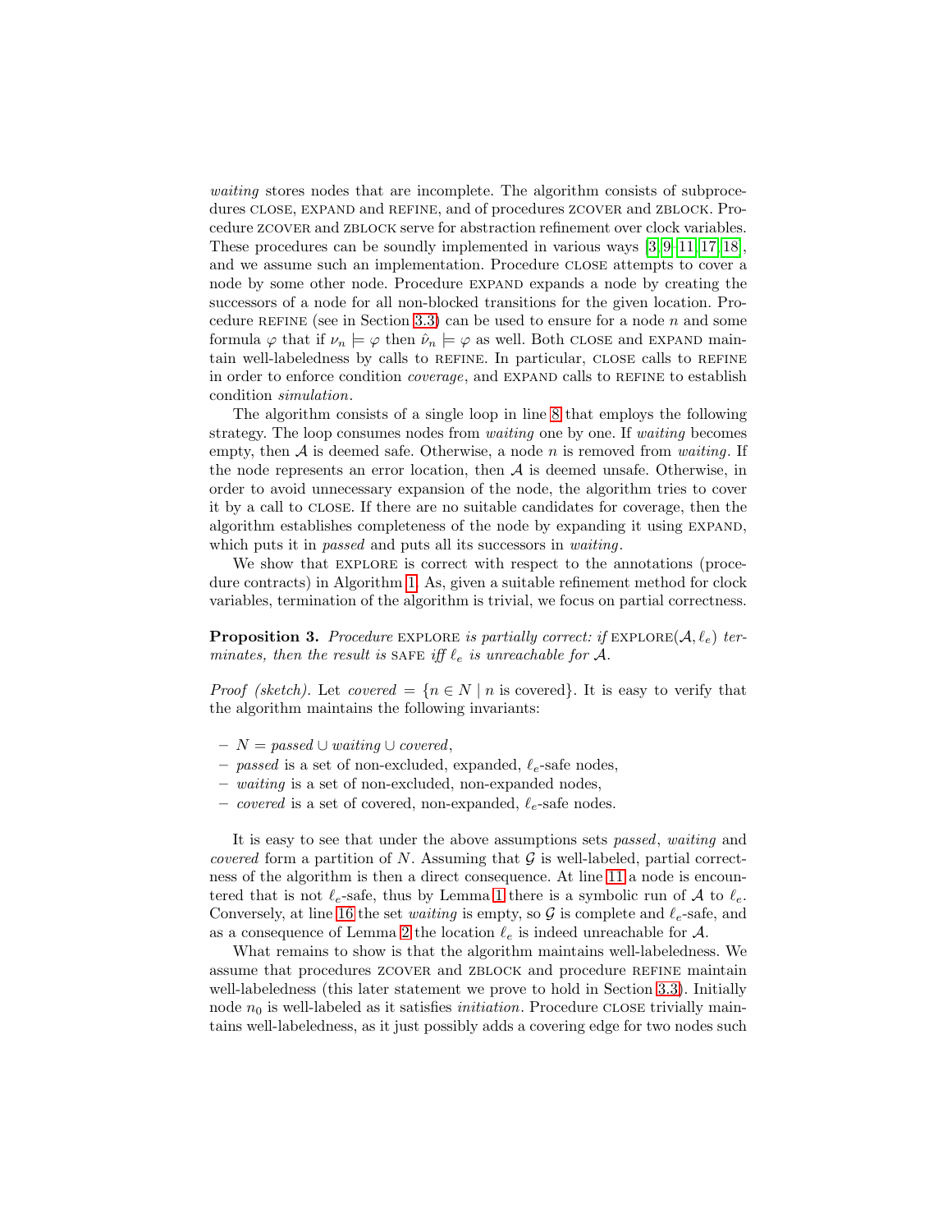*waiting* stores nodes that are incomplete. The algorithm consists of subprocedures CLOSE, EXPAND and REFINE, and of procedures ZCOVER and ZBLOCK. Procedure ZCOVER and ZBLOCK serve for abstraction refinement over clock variables. These procedures can be soundly implemented in various ways [3,9–11,17,18], and we assume such an implementation. Procedure CLOSE attempts to cover a node by some other node. Procedure EXPAND expands a node by creating the successors of a node for all non-blocked transitions for the given location. Procedure REFINE (see in Section 3.3) can be used to ensure for a node $n$ and some formula $\varphi$ that if $\nu_n \models \varphi$ then $\hat{\nu}_n \models \varphi$ as well. Both CLOSE and EXPAND maintain well-labeledness by calls to REFINE. In particular, CLOSE calls to REFINE in order to enforce condition *coverage*, and EXPAND calls to REFINE to establish condition *simulation*.

The algorithm consists of a single loop in line 8 that employs the following strategy. The loop consumes nodes from *waiting* one by one. If *waiting* becomes empty, then $\mathcal{A}$ is deemed safe. Otherwise, a node $n$ is removed from *waiting*. If the node represents an error location, then $\mathcal{A}$ is deemed unsafe. Otherwise, in order to avoid unnecessary expansion of the node, the algorithm tries to cover it by a call to CLOSE. If there are no suitable candidates for coverage, then the algorithm establishes completeness of the node by expanding it using EXPAND, which puts it in *passed* and puts all its successors in *waiting*.

We show that EXPLORE is correct with respect to the annotations (procedure contracts) in Algorithm 1. As, given a suitable refinement method for clock variables, termination of the algorithm is trivial, we focus on partial correctness.

**Proposition 3.** *Procedure* EXPLORE *is partially correct: if* EXPLORE$(\mathcal{A}, \ell_e)$ *terminates, then the result is* SAFE *iff $\ell_e$ is unreachable for $\mathcal{A}$.*

*Proof (sketch).* Let $covered = \{n \in N \mid n \text{ is covered}\}$. It is easy to verify that the algorithm maintains the following invariants:

- $N = passed \cup waiting \cup covered$,
- *passed* is a set of non-excluded, expanded, $\ell_e$-safe nodes,
- *waiting* is a set of non-excluded, non-expanded nodes,
- *covered* is a set of covered, non-expanded, $\ell_e$-safe nodes.

It is easy to see that under the above assumptions sets *passed*, *waiting* and *covered* form a partition of $N$. Assuming that $\mathcal{G}$ is well-labeled, partial correctness of the algorithm is then a direct consequence. At line 11 a node is encountered that is not $\ell_e$-safe, thus by Lemma 1 there is a symbolic run of $\mathcal{A}$ to $\ell_e$. Conversely, at line 16 the set *waiting* is empty, so $\mathcal{G}$ is complete and $\ell_e$-safe, and as a consequence of Lemma 2 the location $\ell_e$ is indeed unreachable for $\mathcal{A}$.

What remains to show is that the algorithm maintains well-labeledness. We assume that procedures ZCOVER and ZBLOCK and procedure REFINE maintain well-labeledness (this later statement we prove to hold in Section 3.3). Initially node $n_0$ is well-labeled as it satisfies *initiation*. Procedure CLOSE trivially maintains well-labeledness, as it just possibly adds a covering edge for two nodes such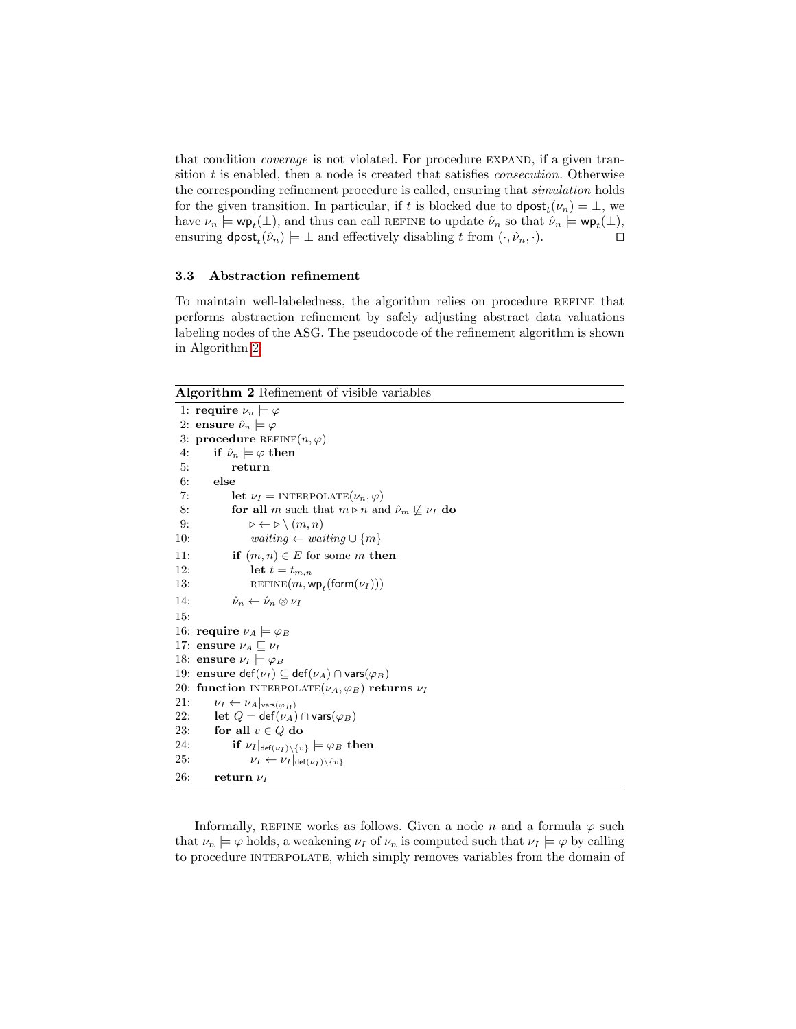that condition *coverage* is not violated. For procedure EXPAND, if a given transition $t$ is enabled, then a node is created that satisfies *consecution*. Otherwise the corresponding refinement procedure is called, ensuring that *simulation* holds for the given transition. In particular, if $t$ is blocked due to $\mathsf{dpost}_t(\nu_n) = \bot$, we have $\nu_n \models \mathsf{wp}_t(\bot)$, and thus can call REFINE to update $\hat{\nu}_n$ so that $\hat{\nu}_n \models \mathsf{wp}_t(\bot)$, ensuring $\mathsf{dpost}_t(\hat{\nu}_n) \models \bot$ and effectively disabling $t$ from $(\cdot, \hat{\nu}_n, \cdot)$. □

### 3.3 Abstraction refinement

To maintain well-labeledness, the algorithm relies on procedure REFINE that performs abstraction refinement by safely adjusting abstract data valuations labeling nodes of the ASG. The pseudocode of the refinement algorithm is shown in Algorithm 2.

**Algorithm 2** Refinement of visible variables

```
 1: require ν_n ⊨ φ
 2: ensure ν̂_n ⊨ φ
 3: procedure REFINE(n, φ)
 4:     if ν̂_n ⊨ φ then
 5:         return
 6:     else
 7:         let ν_I = INTERPOLATE(ν_n, φ)
 8:         for all m such that m ⊳ n and ν̂_m ⋢ ν_I do
 9:             ⊳ ← ⊳ \ (m, n)
10:             waiting ← waiting ∪ {m}
11:         if (m, n) ∈ E for some m then
12:             let t = t_{m,n}
13:             REFINE(m, wp_t(form(ν_I)))
14:         ν̂_n ← ν̂_n ⊗ ν_I
15:
16: require ν_A ⊨ φ_B
17: ensure ν_A ⊑ ν_I
18: ensure ν_I ⊨ φ_B
19: ensure def(ν_I) ⊆ def(ν_A) ∩ vars(φ_B)
20: function INTERPOLATE(ν_A, φ_B) returns ν_I
21:     ν_I ← ν_A|_{vars(φ_B)}
22:     let Q = def(ν_A) ∩ vars(φ_B)
23:     for all v ∈ Q do
24:         if ν_I|_{def(ν_I)\{v}} ⊨ φ_B then
25:             ν_I ← ν_I|_{def(ν_I)\{v}}
26:     return ν_I
```

Informally, REFINE works as follows. Given a node $n$ and a formula $\varphi$ such that $\nu_n \models \varphi$ holds, a weakening $\nu_I$ of $\nu_n$ is computed such that $\nu_I \models \varphi$ by calling to procedure INTERPOLATE, which simply removes variables from the domain of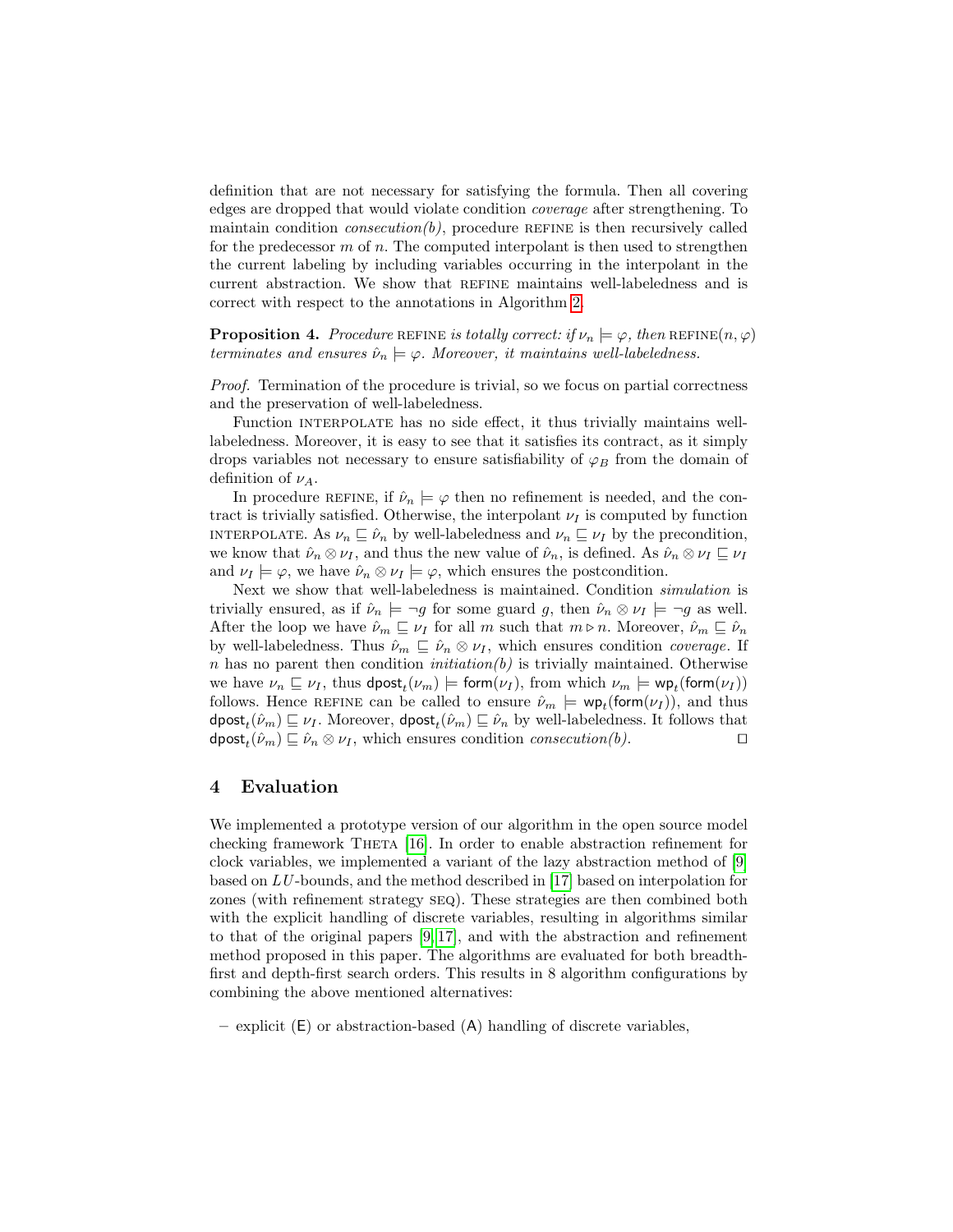definition that are not necessary for satisfying the formula. Then all covering edges are dropped that would violate condition *coverage* after strengthening. To maintain condition *consecution(b)*, procedure REFINE is then recursively called for the predecessor $m$ of $n$. The computed interpolant is then used to strengthen the current labeling by including variables occurring in the interpolant in the current abstraction. We show that REFINE maintains well-labeledness and is correct with respect to the annotations in Algorithm 2.

**Proposition 4.** *Procedure* REFINE *is totally correct: if $\nu_n \models \varphi$, then* REFINE$(n, \varphi)$ *terminates and ensures $\hat{\nu}_n \models \varphi$. Moreover, it maintains well-labeledness.*

*Proof.* Termination of the procedure is trivial, so we focus on partial correctness and the preservation of well-labeledness.

Function INTERPOLATE has no side effect, it thus trivially maintains well-labeledness. Moreover, it is easy to see that it satisfies its contract, as it simply drops variables not necessary to ensure satisfiability of $\varphi_B$ from the domain of definition of $\nu_A$.

In procedure REFINE, if $\hat{\nu}_n \models \varphi$ then no refinement is needed, and the contract is trivially satisfied. Otherwise, the interpolant $\nu_I$ is computed by function INTERPOLATE. As $\nu_n \sqsubseteq \hat{\nu}_n$ by well-labeledness and $\nu_n \sqsubseteq \nu_I$ by the precondition, we know that $\hat{\nu}_n \otimes \nu_I$, and thus the new value of $\hat{\nu}_n$, is defined. As $\hat{\nu}_n \otimes \nu_I \sqsubseteq \nu_I$ and $\nu_I \models \varphi$, we have $\hat{\nu}_n \otimes \nu_I \models \varphi$, which ensures the postcondition.

Next we show that well-labeledness is maintained. Condition *simulation* is trivially ensured, as if $\hat{\nu}_n \models \neg g$ for some guard $g$, then $\hat{\nu}_n \otimes \nu_I \models \neg g$ as well. After the loop we have $\hat{\nu}_m \sqsubseteq \nu_I$ for all $m$ such that $m \triangleright n$. Moreover, $\hat{\nu}_m \sqsubseteq \hat{\nu}_n$ by well-labeledness. Thus $\hat{\nu}_m \sqsubseteq \hat{\nu}_n \otimes \nu_I$, which ensures condition *coverage*. If $n$ has no parent then condition *initiation(b)* is trivially maintained. Otherwise we have $\nu_n \sqsubseteq \nu_I$, thus $\mathsf{dpost}_t(\nu_m) \models \mathsf{form}(\nu_I)$, from which $\nu_m \models \mathsf{wp}_t(\mathsf{form}(\nu_I))$ follows. Hence REFINE can be called to ensure $\hat{\nu}_m \models \mathsf{wp}_t(\mathsf{form}(\nu_I))$, and thus $\mathsf{dpost}_t(\hat{\nu}_m) \sqsubseteq \nu_I$. Moreover, $\mathsf{dpost}_t(\hat{\nu}_m) \sqsubseteq \hat{\nu}_n$ by well-labeledness. It follows that $\mathsf{dpost}_t(\hat{\nu}_m) \sqsubseteq \hat{\nu}_n \otimes \nu_I$, which ensures condition *consecution(b)*. ◻

## 4 Evaluation

We implemented a prototype version of our algorithm in the open source model checking framework THETA [16]. In order to enable abstraction refinement for clock variables, we implemented a variant of the lazy abstraction method of [9] based on $LU$-bounds, and the method described in [17] based on interpolation for zones (with refinement strategy SEQ). These strategies are then combined both with the explicit handling of discrete variables, resulting in algorithms similar to that of the original papers [9,17], and with the abstraction and refinement method proposed in this paper. The algorithms are evaluated for both breadth-first and depth-first search orders. This results in 8 algorithm configurations by combining the above mentioned alternatives:

- explicit (E) or abstraction-based (A) handling of discrete variables,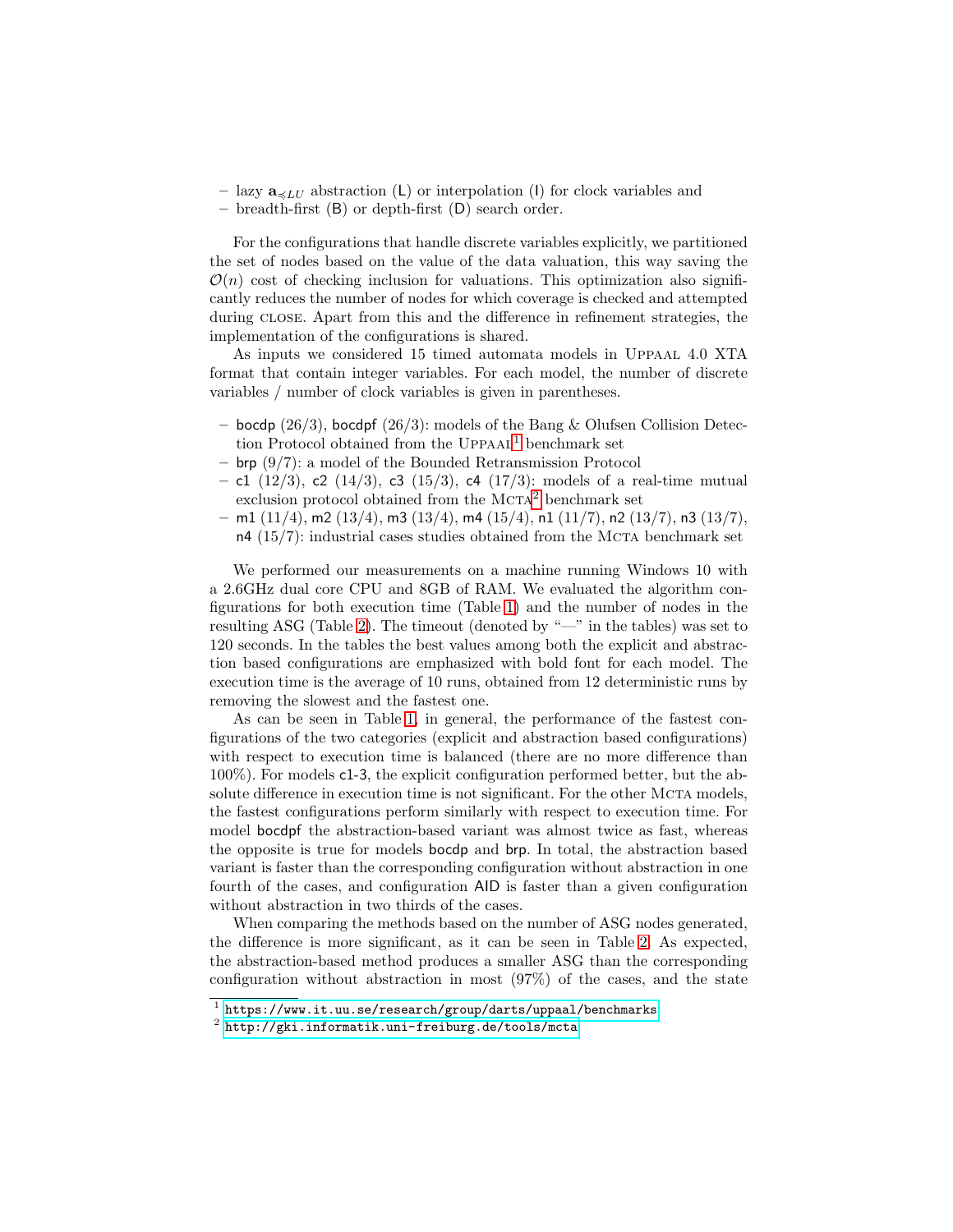– lazy $\mathbf{a}_{\preccurlyeq LU}$ abstraction (L) or interpolation (I) for clock variables and
– breadth-first (B) or depth-first (D) search order.

For the configurations that handle discrete variables explicitly, we partitioned the set of nodes based on the value of the data valuation, this way saving the $\mathcal{O}(n)$ cost of checking inclusion for valuations. This optimization also significantly reduces the number of nodes for which coverage is checked and attempted during CLOSE. Apart from this and the difference in refinement strategies, the implementation of the configurations is shared.

As inputs we considered 15 timed automata models in UPPAAL 4.0 XTA format that contain integer variables. For each model, the number of discrete variables / number of clock variables is given in parentheses.

– bocdp (26/3), bocdpf (26/3): models of the Bang & Olufsen Collision Detection Protocol obtained from the UPPAAL[1] benchmark set
– brp (9/7): a model of the Bounded Retransmission Protocol
– c1 (12/3), c2 (14/3), c3 (15/3), c4 (17/3): models of a real-time mutual exclusion protocol obtained from the MCTA[2] benchmark set
– m1 (11/4), m2 (13/4), m3 (13/4), m4 (15/4), n1 (11/7), n2 (13/7), n3 (13/7), n4 (15/7): industrial cases studies obtained from the MCTA benchmark set

We performed our measurements on a machine running Windows 10 with a 2.6GHz dual core CPU and 8GB of RAM. We evaluated the algorithm configurations for both execution time (Table 1) and the number of nodes in the resulting ASG (Table 2). The timeout (denoted by "—" in the tables) was set to 120 seconds. In the tables the best values among both the explicit and abstraction based configurations are emphasized with bold font for each model. The execution time is the average of 10 runs, obtained from 12 deterministic runs by removing the slowest and the fastest one.

As can be seen in Table 1, in general, the performance of the fastest configurations of the two categories (explicit and abstraction based configurations) with respect to execution time is balanced (there are no more difference than 100%). For models c1-3, the explicit configuration performed better, but the absolute difference in execution time is not significant. For the other MCTA models, the fastest configurations perform similarly with respect to execution time. For model bocdpf the abstraction-based variant was almost twice as fast, whereas the opposite is true for models bocdp and brp. In total, the abstraction based variant is faster than the corresponding configuration without abstraction in one fourth of the cases, and configuration AID is faster than a given configuration without abstraction in two thirds of the cases.

When comparing the methods based on the number of ASG nodes generated, the difference is more significant, as it can be seen in Table 2. As expected, the abstraction-based method produces a smaller ASG than the corresponding configuration without abstraction in most (97%) of the cases, and the state

[1] https://www.it.uu.se/research/group/darts/uppaal/benchmarks
[2] http://gki.informatik.uni-freiburg.de/tools/mcta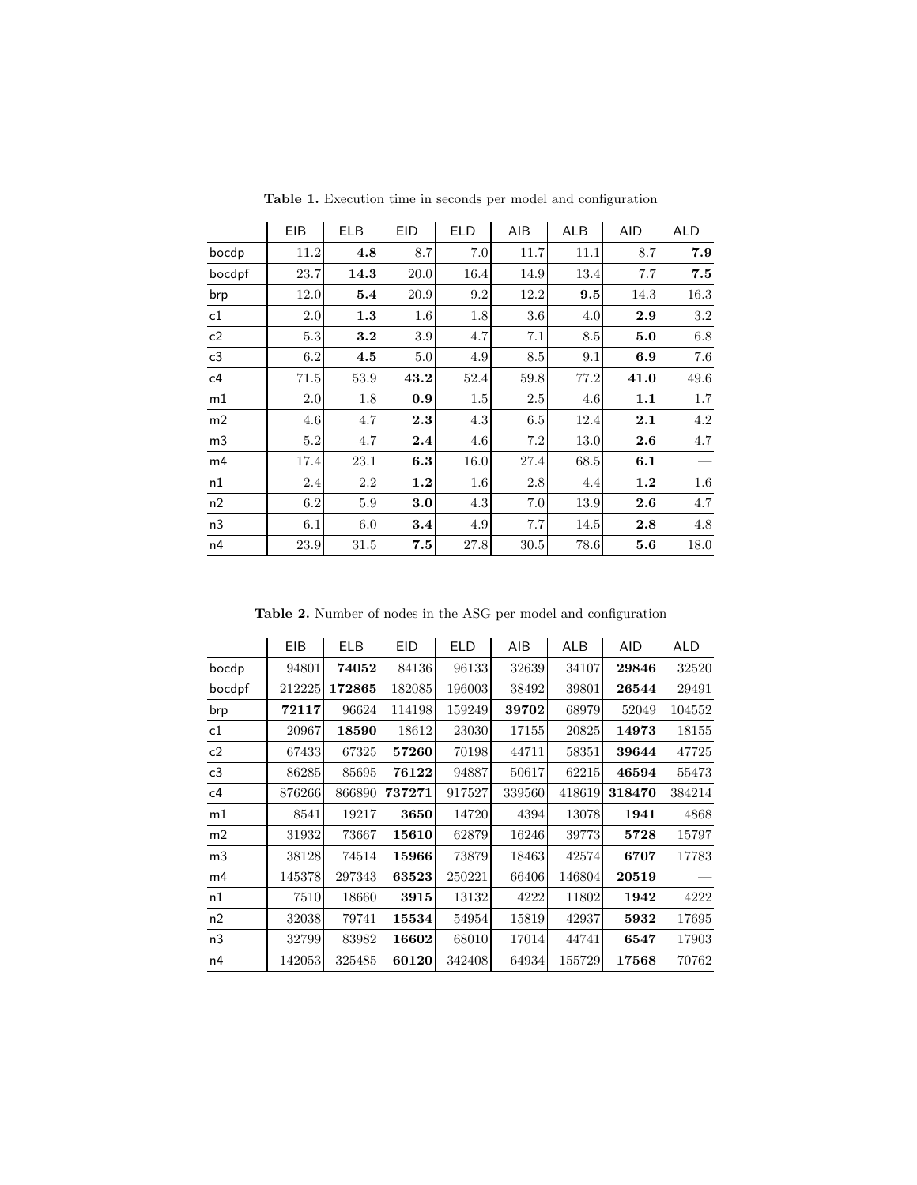**Table 1.** Execution time in seconds per model and configuration

| | EIB | ELB | EID | ELD | AIB | ALB | AID | ALD |
|---|---|---|---|---|---|---|---|---|
| bocdp | 11.2 | **4.8** | 8.7 | 7.0 | 11.7 | 11.1 | 8.7 | **7.9** |
| bocdpf | 23.7 | **14.3** | 20.0 | 16.4 | 14.9 | 13.4 | 7.7 | **7.5** |
| brp | 12.0 | **5.4** | 20.9 | 9.2 | 12.2 | **9.5** | 14.3 | 16.3 |
| c1 | 2.0 | **1.3** | 1.6 | 1.8 | 3.6 | 4.0 | **2.9** | 3.2 |
| c2 | 5.3 | **3.2** | 3.9 | 4.7 | 7.1 | 8.5 | **5.0** | 6.8 |
| c3 | 6.2 | **4.5** | 5.0 | 4.9 | 8.5 | 9.1 | **6.9** | 7.6 |
| c4 | 71.5 | 53.9 | **43.2** | 52.4 | 59.8 | 77.2 | **41.0** | 49.6 |
| m1 | 2.0 | 1.8 | **0.9** | 1.5 | 2.5 | 4.6 | **1.1** | 1.7 |
| m2 | 4.6 | 4.7 | **2.3** | 4.3 | 6.5 | 12.4 | **2.1** | 4.2 |
| m3 | 5.2 | 4.7 | **2.4** | 4.6 | 7.2 | 13.0 | **2.6** | 4.7 |
| m4 | 17.4 | 23.1 | **6.3** | 16.0 | 27.4 | 68.5 | **6.1** | — |
| n1 | 2.4 | 2.2 | **1.2** | 1.6 | 2.8 | 4.4 | **1.2** | 1.6 |
| n2 | 6.2 | 5.9 | **3.0** | 4.3 | 7.0 | 13.9 | **2.6** | 4.7 |
| n3 | 6.1 | 6.0 | **3.4** | 4.9 | 7.7 | 14.5 | **2.8** | 4.8 |
| n4 | 23.9 | 31.5 | **7.5** | 27.8 | 30.5 | 78.6 | **5.6** | 18.0 |

**Table 2.** Number of nodes in the ASG per model and configuration

| | EIB | ELB | EID | ELD | AIB | ALB | AID | ALD |
|---|---|---|---|---|---|---|---|---|
| bocdp | 94801 | **74052** | 84136 | 96133 | 32639 | 34107 | **29846** | 32520 |
| bocdpf | 212225 | **172865** | 182085 | 196003 | 38492 | 39801 | **26544** | 29491 |
| brp | **72117** | 96624 | 114198 | 159249 | **39702** | 68979 | 52049 | 104552 |
| c1 | 20967 | **18590** | 18612 | 23030 | 17155 | 20825 | **14973** | 18155 |
| c2 | 67433 | 67325 | **57260** | 70198 | 44711 | 58351 | **39644** | 47725 |
| c3 | 86285 | 85695 | **76122** | 94887 | 50617 | 62215 | **46594** | 55473 |
| c4 | 876266 | 866890 | **737271** | 917527 | 339560 | 418619 | **318470** | 384214 |
| m1 | 8541 | 19217 | **3650** | 14720 | 4394 | 13078 | **1941** | 4868 |
| m2 | 31932 | 73667 | **15610** | 62879 | 16246 | 39773 | **5728** | 15797 |
| m3 | 38128 | 74514 | **15966** | 73879 | 18463 | 42574 | **6707** | 17783 |
| m4 | 145378 | 297343 | **63523** | 250221 | 66406 | 146804 | **20519** | — |
| n1 | 7510 | 18660 | **3915** | 13132 | 4222 | 11802 | **1942** | 4222 |
| n2 | 32038 | 79741 | **15534** | 54954 | 15819 | 42937 | **5932** | 17695 |
| n3 | 32799 | 83982 | **16602** | 68010 | 17014 | 44741 | **6547** | 17903 |
| n4 | 142053 | 325485 | **60120** | 342408 | 64934 | 155729 | **17568** | 70762 |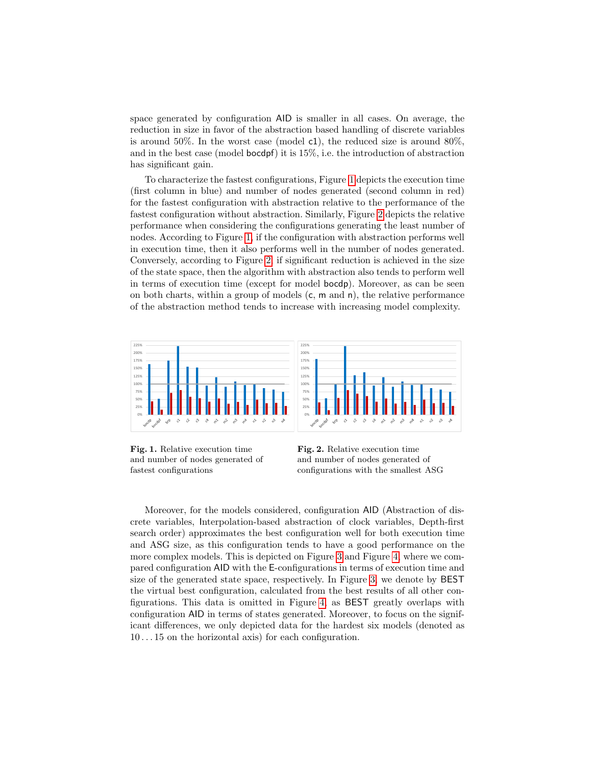space generated by configuration AID is smaller in all cases. On average, the reduction in size in favor of the abstraction based handling of discrete variables is around 50%. In the worst case (model c1), the reduced size is around 80%, and in the best case (model bocdpf) it is 15%, i.e. the introduction of abstraction has significant gain.

To characterize the fastest configurations, Figure 1 depicts the execution time (first column in blue) and number of nodes generated (second column in red) for the fastest configuration with abstraction relative to the performance of the fastest configuration without abstraction. Similarly, Figure 2 depicts the relative performance when considering the configurations generating the least number of nodes. According to Figure 1, if the configuration with abstraction performs well in execution time, then it also performs well in the number of nodes generated. Conversely, according to Figure 2, if significant reduction is achieved in the size of the state space, then the algorithm with abstraction also tends to perform well in terms of execution time (except for model bocdp). Moreover, as can be seen on both charts, within a group of models (c, m and n), the relative performance of the abstraction method tends to increase with increasing model complexity.

**Fig. 1.** Relative execution time and number of nodes generated of fastest configurations

**Fig. 2.** Relative execution time and number of nodes generated of configurations with the smallest ASG

Moreover, for the models considered, configuration AID (Abstraction of discrete variables, Interpolation-based abstraction of clock variables, Depth-first search order) approximates the best configuration well for both execution time and ASG size, as this configuration tends to have a good performance on the more complex models. This is depicted on Figure 3 and Figure 4, where we compared configuration AID with the E-configurations in terms of execution time and size of the generated state space, respectively. In Figure 3, we denote by BEST the virtual best configuration, calculated from the best results of all other configurations. This data is omitted in Figure 4, as BEST greatly overlaps with configuration AID in terms of states generated. Moreover, to focus on the significant differences, we only depicted data for the hardest six models (denoted as $10 \ldots 15$ on the horizontal axis) for each configuration.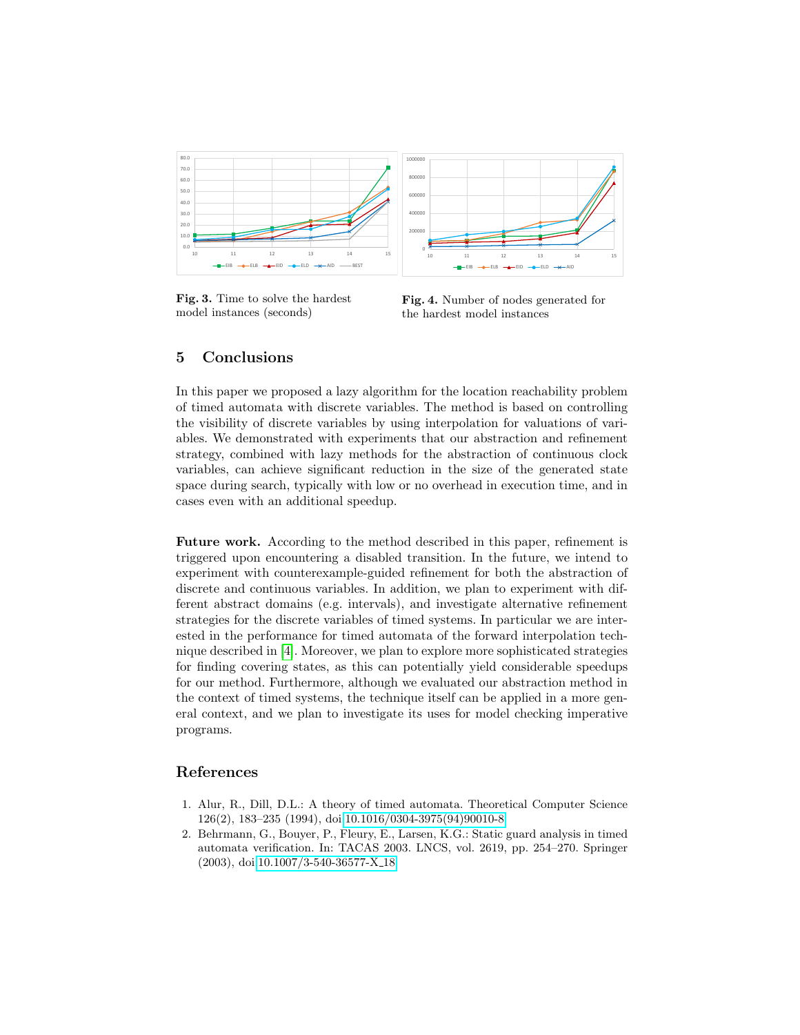**Fig. 3.** Time to solve the hardest model instances (seconds)

**Fig. 4.** Number of nodes generated for the hardest model instances

## 5 Conclusions

In this paper we proposed a lazy algorithm for the location reachability problem of timed automata with discrete variables. The method is based on controlling the visibility of discrete variables by using interpolation for valuations of variables. We demonstrated with experiments that our abstraction and refinement strategy, combined with lazy methods for the abstraction of continuous clock variables, can achieve significant reduction in the size of the generated state space during search, typically with low or no overhead in execution time, and in cases even with an additional speedup.

**Future work.** According to the method described in this paper, refinement is triggered upon encountering a disabled transition. In the future, we intend to experiment with counterexample-guided refinement for both the abstraction of discrete and continuous variables. In addition, we plan to experiment with different abstract domains (e.g. intervals), and investigate alternative refinement strategies for the discrete variables of timed systems. In particular we are interested in the performance for timed automata of the forward interpolation technique described in [4]. Moreover, we plan to explore more sophisticated strategies for finding covering states, as this can potentially yield considerable speedups for our method. Furthermore, although we evaluated our abstraction method in the context of timed systems, the technique itself can be applied in a more general context, and we plan to investigate its uses for model checking imperative programs.

## References

1. Alur, R., Dill, D.L.: A theory of timed automata. Theoretical Computer Science 126(2), 183–235 (1994), doi 10.1016/0304-3975(94)90010-8
2. Behrmann, G., Bouyer, P., Fleury, E., Larsen, K.G.: Static guard analysis in timed automata verification. In: TACAS 2003. LNCS, vol. 2619, pp. 254–270. Springer (2003), doi 10.1007/3-540-36577-X_18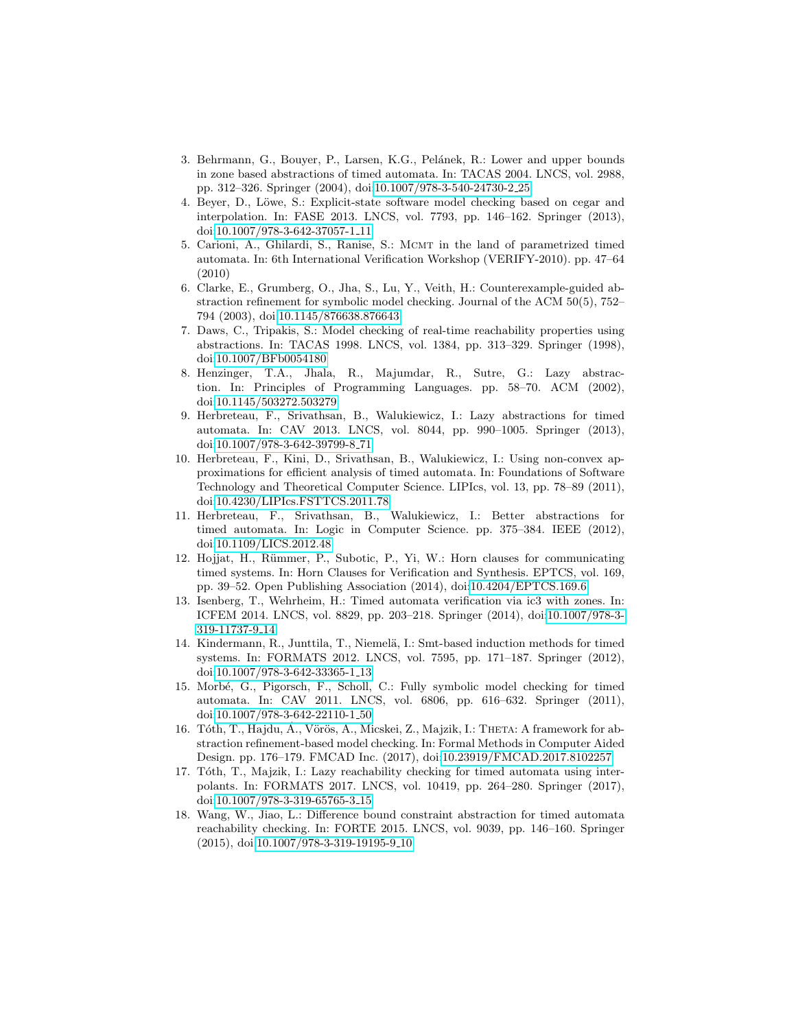3. Behrmann, G., Bouyer, P., Larsen, K.G., Pelánek, R.: Lower and upper bounds in zone based abstractions of timed automata. In: TACAS 2004. LNCS, vol. 2988, pp. 312–326. Springer (2004), doi:10.1007/978-3-540-24730-2_25
4. Beyer, D., Löwe, S.: Explicit-state software model checking based on cegar and interpolation. In: FASE 2013. LNCS, vol. 7793, pp. 146–162. Springer (2013), doi:10.1007/978-3-642-37057-1_11
5. Carioni, A., Ghilardi, S., Ranise, S.: Mcmt in the land of parametrized timed automata. In: 6th International Verification Workshop (VERIFY-2010). pp. 47–64 (2010)
6. Clarke, E., Grumberg, O., Jha, S., Lu, Y., Veith, H.: Counterexample-guided abstraction refinement for symbolic model checking. Journal of the ACM 50(5), 752–794 (2003), doi:10.1145/876638.876643
7. Daws, C., Tripakis, S.: Model checking of real-time reachability properties using abstractions. In: TACAS 1998. LNCS, vol. 1384, pp. 313–329. Springer (1998), doi:10.1007/BFb0054180
8. Henzinger, T.A., Jhala, R., Majumdar, R., Sutre, G.: Lazy abstraction. In: Principles of Programming Languages. pp. 58–70. ACM (2002), doi:10.1145/503272.503279
9. Herbreteau, F., Srivathsan, B., Walukiewicz, I.: Lazy abstractions for timed automata. In: CAV 2013. LNCS, vol. 8044, pp. 990–1005. Springer (2013), doi:10.1007/978-3-642-39799-8_71
10. Herbreteau, F., Kini, D., Srivathsan, B., Walukiewicz, I.: Using non-convex approximations for efficient analysis of timed automata. In: Foundations of Software Technology and Theoretical Computer Science. LIPIcs, vol. 13, pp. 78–89 (2011), doi:10.4230/LIPIcs.FSTTCS.2011.78
11. Herbreteau, F., Srivathsan, B., Walukiewicz, I.: Better abstractions for timed automata. In: Logic in Computer Science. pp. 375–384. IEEE (2012), doi:10.1109/LICS.2012.48
12. Hojjat, H., Rümmer, P., Subotic, P., Yi, W.: Horn clauses for communicating timed systems. In: Horn Clauses for Verification and Synthesis. EPTCS, vol. 169, pp. 39–52. Open Publishing Association (2014), doi:10.4204/EPTCS.169.6
13. Isenberg, T., Wehrheim, H.: Timed automata verification via ic3 with zones. In: ICFEM 2014. LNCS, vol. 8829, pp. 203–218. Springer (2014), doi:10.1007/978-3-319-11737-9_14
14. Kindermann, R., Junttila, T., Niemelä, I.: Smt-based induction methods for timed systems. In: FORMATS 2012. LNCS, vol. 7595, pp. 171–187. Springer (2012), doi:10.1007/978-3-642-33365-1_13
15. Morbé, G., Pigorsch, F., Scholl, C.: Fully symbolic model checking for timed automata. In: CAV 2011. LNCS, vol. 6806, pp. 616–632. Springer (2011), doi:10.1007/978-3-642-22110-1_50
16. Tóth, T., Hajdu, Á., Vörös, A., Micskei, Z., Majzik, I.: Theta: A framework for abstraction refinement-based model checking. In: Formal Methods in Computer Aided Design. pp. 176–179. FMCAD Inc. (2017), doi:10.23919/FMCAD.2017.8102257
17. Tóth, T., Majzik, I.: Lazy reachability checking for timed automata using interpolants. In: FORMATS 2017. LNCS, vol. 10419, pp. 264–280. Springer (2017), doi:10.1007/978-3-319-65765-3_15
18. Wang, W., Jiao, L.: Difference bound constraint abstraction for timed automata reachability checking. In: FORTE 2015. LNCS, vol. 9039, pp. 146–160. Springer (2015), doi:10.1007/978-3-319-19195-9_10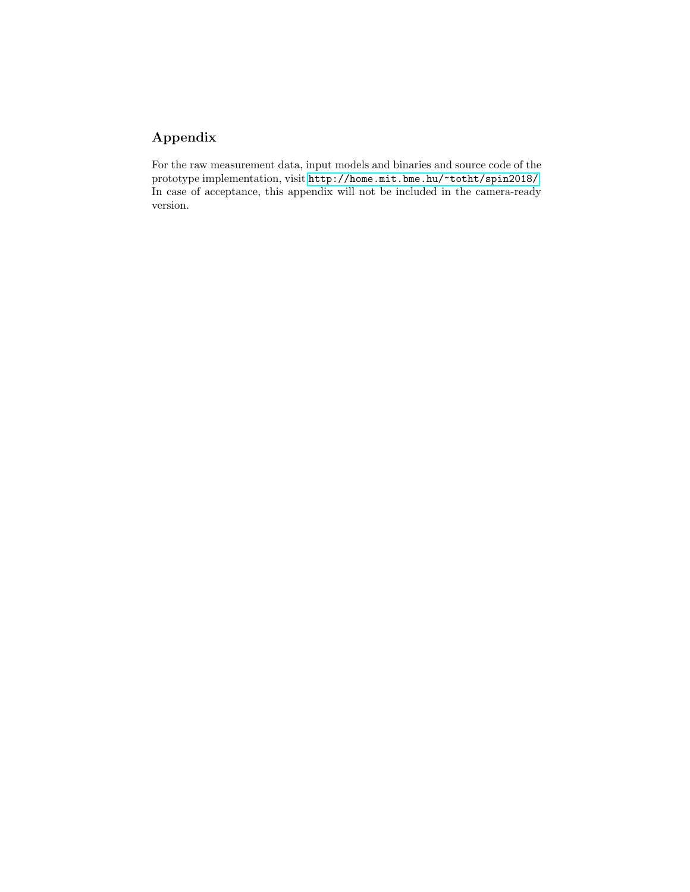## Appendix

For the raw measurement data, input models and binaries and source code of the prototype implementation, visit http://home.mit.bme.hu/~totht/spin2018/. In case of acceptance, this appendix will not be included in the camera-ready version.